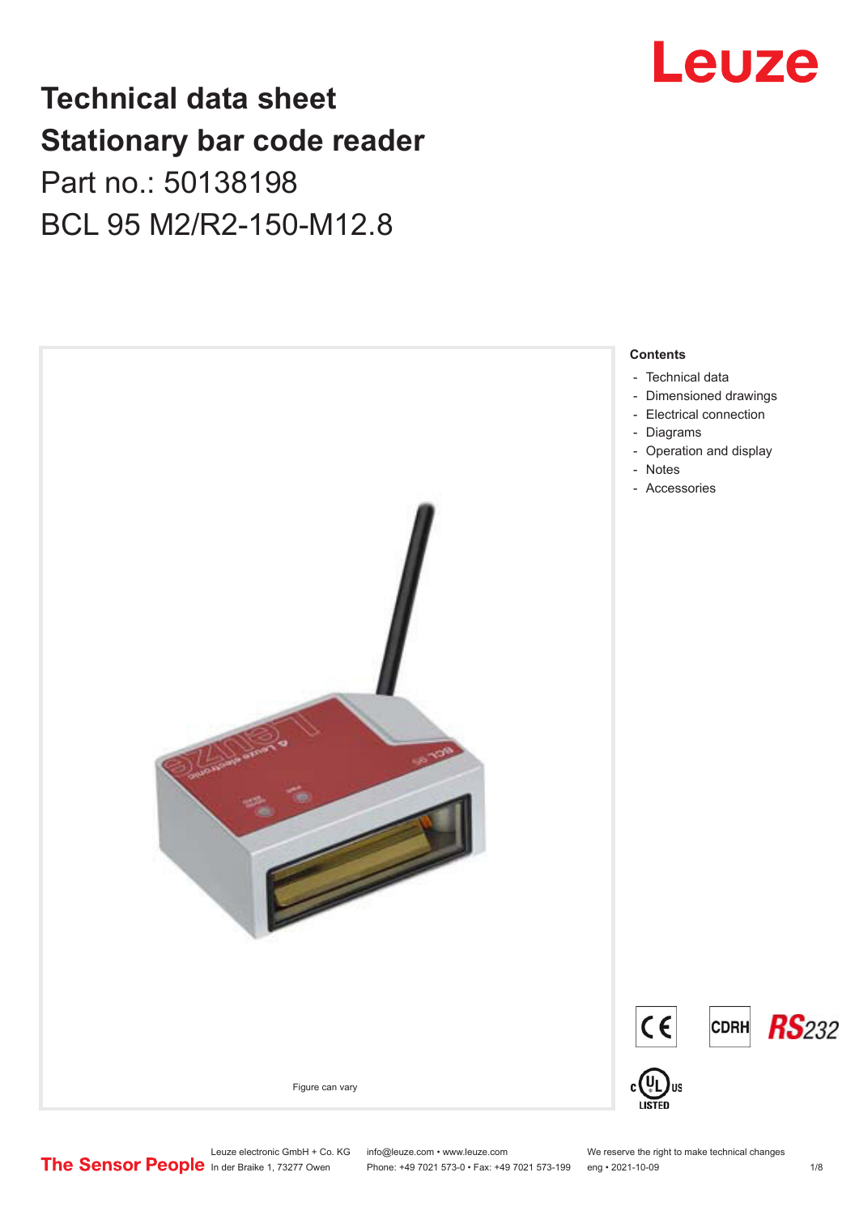# Technical data sheet
# Stationary bar code reader

Part no.: 50138198

BCL 95 M2/R2-150-M12.8

Figure can vary

**Contents**

- Technical data
- Dimensioned drawings
- Electrical connection
- Diagrams
- Operation and display
- Notes
- Accessories

Leuze electronic GmbH + Co. KG
In der Braike 1, 73277 Owen

info@leuze.com • www.leuze.com
Phone: +49 7021 573-0 • Fax: +49 7021 573-199

We reserve the right to make technical changes
eng • 2021-10-09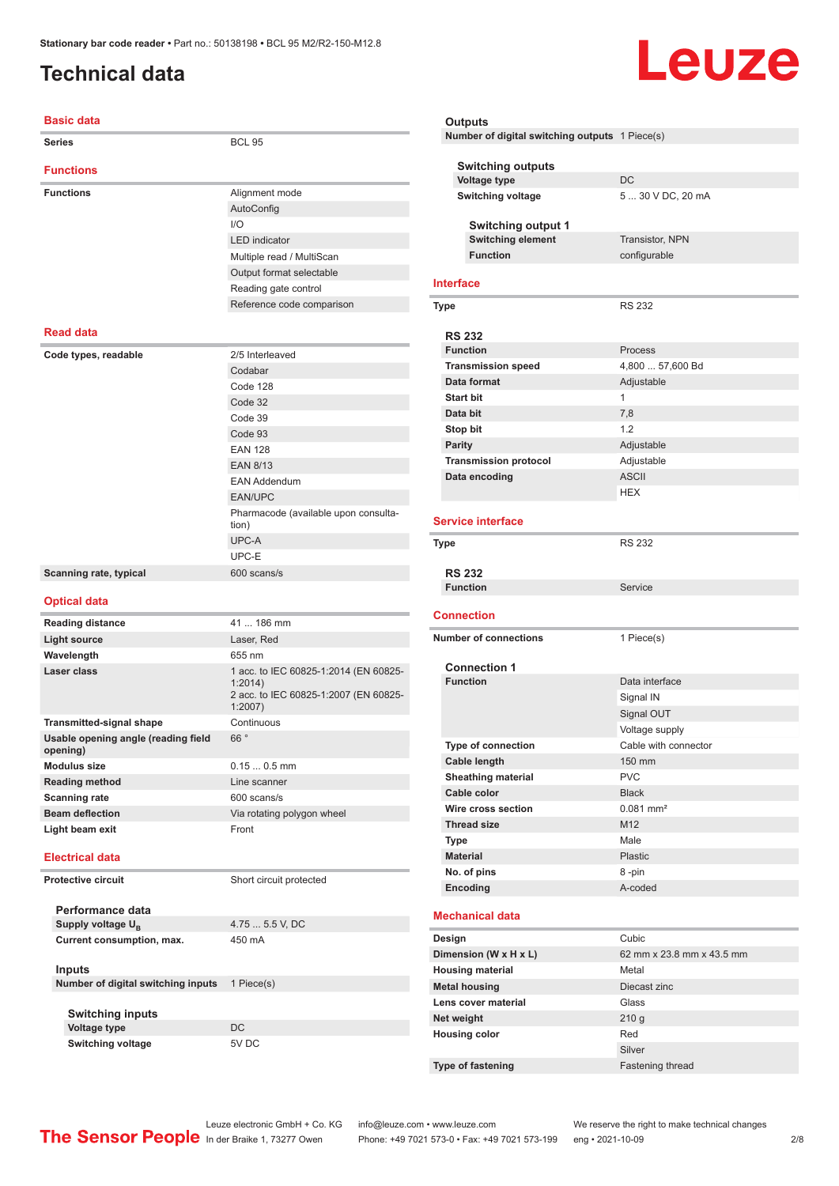Stationary bar code reader • Part no.: 50138198 • BCL 95 M2/R2-150-M12.8

# Technical data

## Basic data

| | |
|---|---|
| Series | BCL 95 |

## Functions

| | |
|---|---|
| Functions | Alignment mode |
| | AutoConfig |
| | I/O |
| | LED indicator |
| | Multiple read / MultiScan |
| | Output format selectable |
| | Reading gate control |
| | Reference code comparison |

## Read data

| | |
|---|---|
| Code types, readable | 2/5 Interleaved |
| | Codabar |
| | Code 128 |
| | Code 32 |
| | Code 39 |
| | Code 93 |
| | EAN 128 |
| | EAN 8/13 |
| | EAN Addendum |
| | EAN/UPC |
| | Pharmacode (available upon consultation) |
| | UPC-A |
| | UPC-E |
| Scanning rate, typical | 600 scans/s |

## Optical data

| | |
|---|---|
| Reading distance | 41 ... 186 mm |
| Light source | Laser, Red |
| Wavelength | 655 nm |
| Laser class | 1 acc. to IEC 60825-1:2014 (EN 60825-1:2014)<br>2 acc. to IEC 60825-1:2007 (EN 60825-1:2007) |
| Transmitted-signal shape | Continuous |
| Usable opening angle (reading field opening) | 66 ° |
| Modulus size | 0.15 ... 0.5 mm |
| Reading method | Line scanner |
| Scanning rate | 600 scans/s |
| Beam deflection | Via rotating polygon wheel |
| Light beam exit | Front |

## Electrical data

| | |
|---|---|
| Protective circuit | Short circuit protected |

### Performance data

| | |
|---|---|
| Supply voltage $U_B$ | 4.75 ... 5.5 V, DC |
| Current consumption, max. | 450 mA |

### Inputs

| | |
|---|---|
| Number of digital switching inputs | 1 Piece(s) |

#### Switching inputs

| | |
|---|---|
| Voltage type | DC |
| Switching voltage | 5V DC |

### Outputs

| | |
|---|---|
| Number of digital switching outputs | 1 Piece(s) |

#### Switching outputs

| | |
|---|---|
| Voltage type | DC |
| Switching voltage | 5 ... 30 V DC, 20 mA |

##### Switching output 1

| | |
|---|---|
| Switching element | Transistor, NPN |
| Function | configurable |

## Interface

| | |
|---|---|
| Type | RS 232 |

### RS 232

| | |
|---|---|
| Function | Process |
| Transmission speed | 4,800 ... 57,600 Bd |
| Data format | Adjustable |
| Start bit | 1 |
| Data bit | 7,8 |
| Stop bit | 1.2 |
| Parity | Adjustable |
| Transmission protocol | Adjustable |
| Data encoding | ASCII |
| | HEX |

## Service interface

| | |
|---|---|
| Type | RS 232 |

### RS 232

| | |
|---|---|
| Function | Service |

## Connection

| | |
|---|---|
| Number of connections | 1 Piece(s) |

### Connection 1

| | |
|---|---|
| Function | Data interface |
| | Signal IN |
| | Signal OUT |
| | Voltage supply |
| Type of connection | Cable with connector |
| Cable length | 150 mm |
| Sheathing material | PVC |
| Cable color | Black |
| Wire cross section | 0.081 mm² |
| Thread size | M12 |
| Type | Male |
| Material | Plastic |
| No. of pins | 8 -pin |
| Encoding | A-coded |

## Mechanical data

| | |
|---|---|
| Design | Cubic |
| Dimension (W x H x L) | 62 mm x 23.8 mm x 43.5 mm |
| Housing material | Metal |
| Metal housing | Diecast zinc |
| Lens cover material | Glass |
| Net weight | 210 g |
| Housing color | Red |
| | Silver |
| Type of fastening | Fastening thread |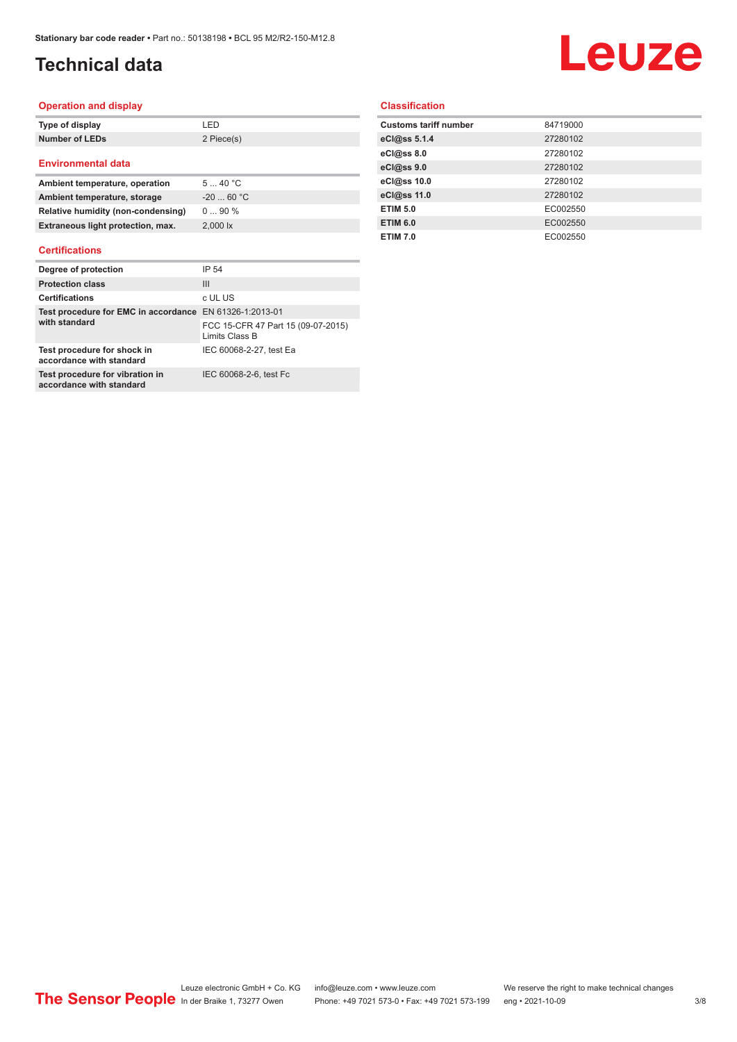# Technical data

## Operation and display

| | |
|---|---|
| Type of display | LED |
| Number of LEDs | 2 Piece(s) |

## Environmental data

| | |
|---|---|
| Ambient temperature, operation | 5 ... 40 °C |
| Ambient temperature, storage | -20 ... 60 °C |
| Relative humidity (non-condensing) | 0 ... 90 % |
| Extraneous light protection, max. | 2,000 lx |

## Certifications

| | |
|---|---|
| Degree of protection | IP 54 |
| Protection class | III |
| Certifications | c UL US |
| Test procedure for EMC in accordance with standard | EN 61326-1:2013-01 |
| | FCC 15-CFR 47 Part 15 (09-07-2015) Limits Class B |
| Test procedure for shock in accordance with standard | IEC 60068-2-27, test Ea |
| Test procedure for vibration in accordance with standard | IEC 60068-2-6, test Fc |

## Classification

| | |
|---|---|
| Customs tariff number | 84719000 |
| eCl@ss 5.1.4 | 27280102 |
| eCl@ss 8.0 | 27280102 |
| eCl@ss 9.0 | 27280102 |
| eCl@ss 10.0 | 27280102 |
| eCl@ss 11.0 | 27280102 |
| ETIM 5.0 | EC002550 |
| ETIM 6.0 | EC002550 |
| ETIM 7.0 | EC002550 |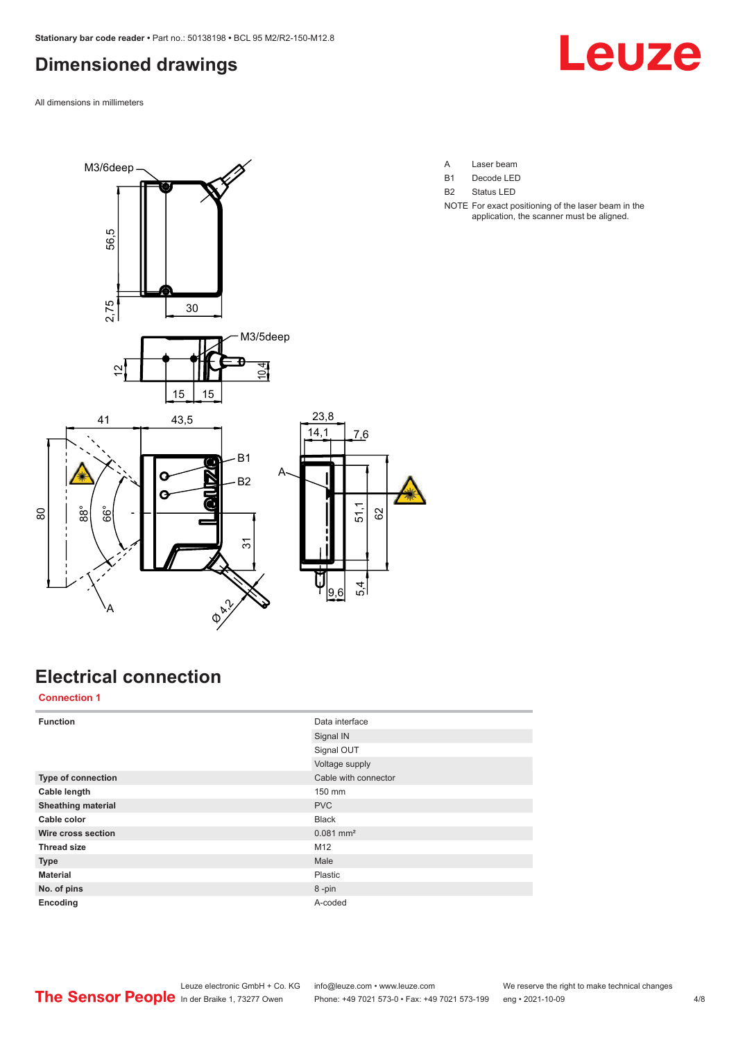## Dimensioned drawings

All dimensions in millimeters

| | |
|---|---|
| A | Laser beam |
| B1 | Decode LED |
| B2 | Status LED |
| NOTE | For exact positioning of the laser beam in the application, the scanner must be aligned. |

## Electrical connection

### Connection 1

| | |
|---|---|
| **Function** | Data interface |
| | Signal IN |
| | Signal OUT |
| | Voltage supply |
| **Type of connection** | Cable with connector |
| **Cable length** | 150 mm |
| **Sheathing material** | PVC |
| **Cable color** | Black |
| **Wire cross section** | 0.081 mm² |
| **Thread size** | M12 |
| **Type** | Male |
| **Material** | Plastic |
| **No. of pins** | 8 -pin |
| **Encoding** | A-coded |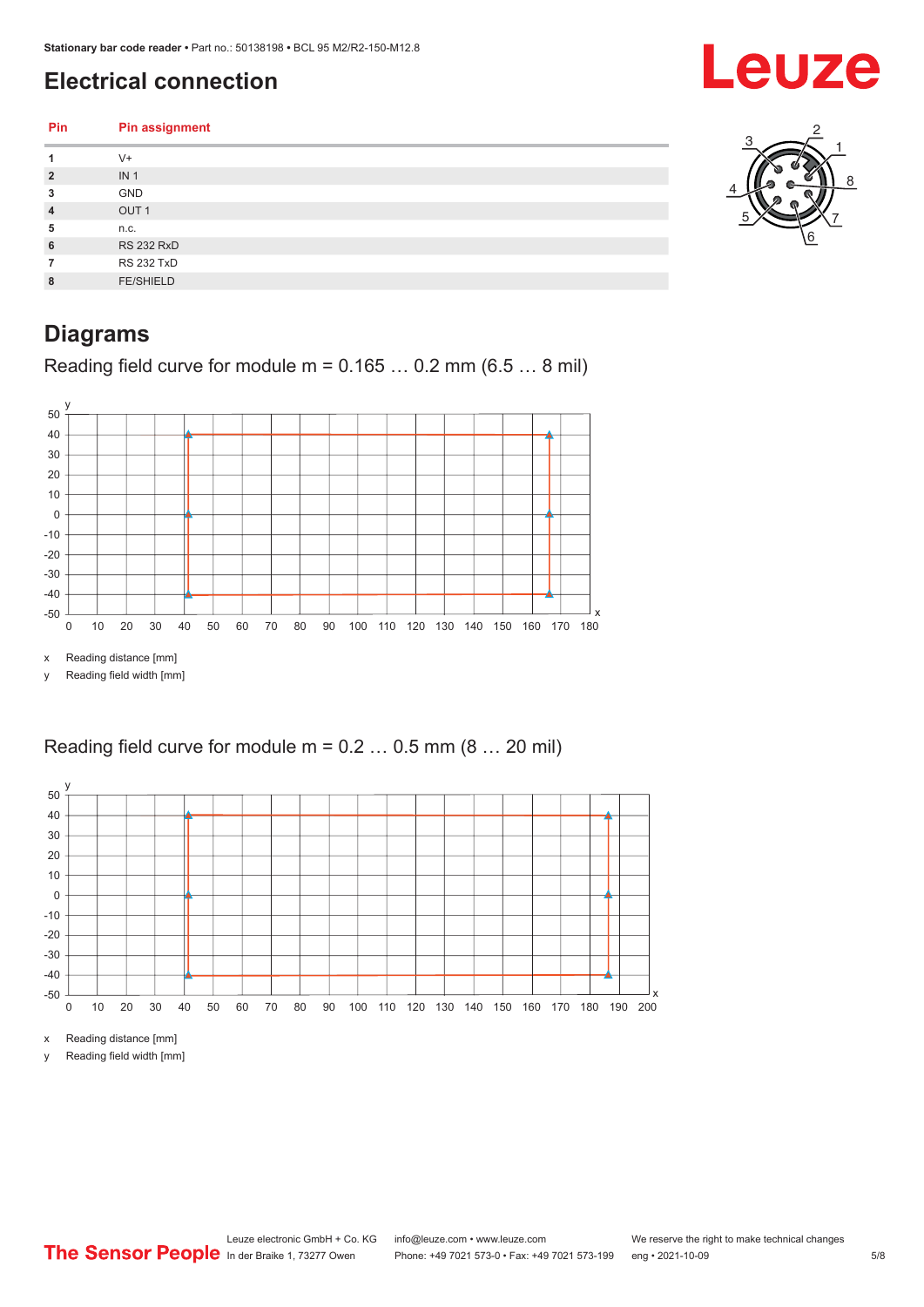## Electrical connection

| Pin | Pin assignment |
|---|---|
| 1 | V+ |
| 2 | IN 1 |
| 3 | GND |
| 4 | OUT 1 |
| 5 | n.c. |
| 6 | RS 232 RxD |
| 7 | RS 232 TxD |
| 8 | FE/SHIELD |

## Diagrams

### Reading field curve for module m = 0.165 … 0.2 mm (6.5 … 8 mil)

x Reading distance [mm]

y Reading field width [mm]

### Reading field curve for module m = 0.2 … 0.5 mm (8 … 20 mil)

x Reading distance [mm]

y Reading field width [mm]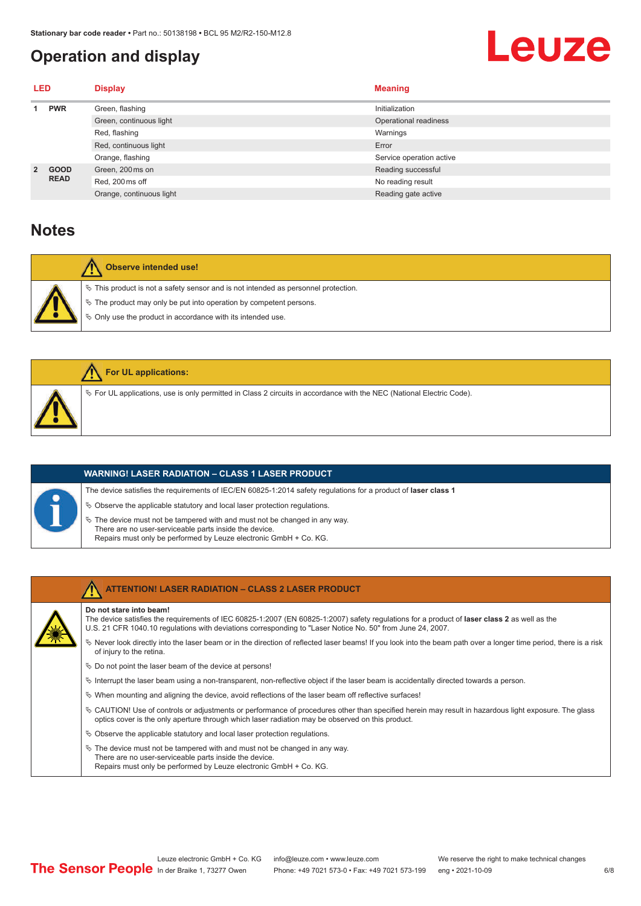## Operation and display

| LED | | Display | Meaning |
|---|---|---|---|
| 1 | PWR | Green, flashing | Initialization |
| | | Green, continuous light | Operational readiness |
| | | Red, flashing | Warnings |
| | | Red, continuous light | Error |
| | | Orange, flashing | Service operation active |
| 2 | GOOD READ | Green, 200 ms on | Reading successful |
| | | Red, 200 ms off | No reading result |
| | | Orange, continuous light | Reading gate active |

## Notes

**Observe intended use!**

- ↳ This product is not a safety sensor and is not intended as personnel protection.
- ↳ The product may only be put into operation by competent persons.
- ↳ Only use the product in accordance with its intended use.

**For UL applications:**

- ↳ For UL applications, use is only permitted in Class 2 circuits in accordance with the NEC (National Electric Code).

**WARNING! LASER RADIATION – CLASS 1 LASER PRODUCT**

The device satisfies the requirements of IEC/EN 60825-1:2014 safety regulations for a product of **laser class 1**

- ↳ Observe the applicable statutory and local laser protection regulations.
- ↳ The device must not be tampered with and must not be changed in any way.
  There are no user-serviceable parts inside the device.
  Repairs must only be performed by Leuze electronic GmbH + Co. KG.

**ATTENTION! LASER RADIATION – CLASS 2 LASER PRODUCT**

**Do not stare into beam!**
The device satisfies the requirements of IEC 60825-1:2007 (EN 60825-1:2007) safety regulations for a product of **laser class 2** as well as the U.S. 21 CFR 1040.10 regulations with deviations corresponding to "Laser Notice No. 50" from June 24, 2007.

- ↳ Never look directly into the laser beam or in the direction of reflected laser beams! If you look into the beam path over a longer time period, there is a risk of injury to the retina.
- ↳ Do not point the laser beam of the device at persons!
- ↳ Interrupt the laser beam using a non-transparent, non-reflective object if the laser beam is accidentally directed towards a person.
- ↳ When mounting and aligning the device, avoid reflections of the laser beam off reflective surfaces!
- ↳ CAUTION! Use of controls or adjustments or performance of procedures other than specified herein may result in hazardous light exposure. The glass optics cover is the only aperture through which laser radiation may be observed on this product.
- ↳ Observe the applicable statutory and local laser protection regulations.
- ↳ The device must not be tampered with and must not be changed in any way.
  There are no user-serviceable parts inside the device.
  Repairs must only be performed by Leuze electronic GmbH + Co. KG.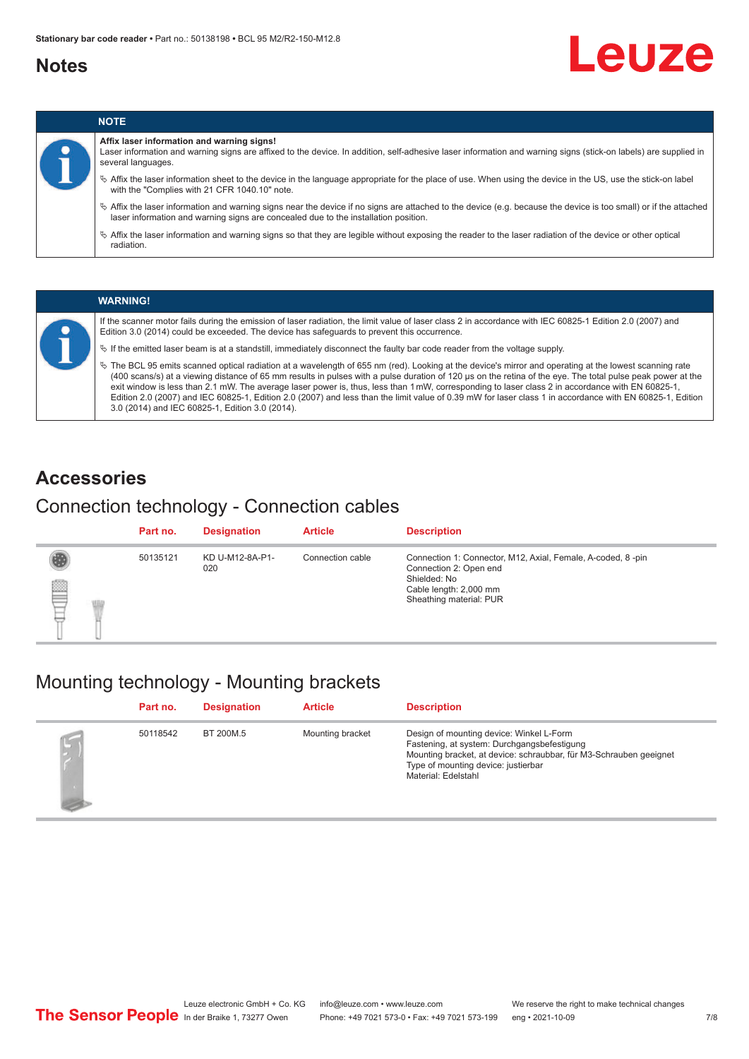## Notes

**NOTE**

**Affix laser information and warning signs!**
Laser information and warning signs are affixed to the device. In addition, self-adhesive laser information and warning signs (stick-on labels) are supplied in several languages.

- ↳ Affix the laser information sheet to the device in the language appropriate for the place of use. When using the device in the US, use the stick-on label with the "Complies with 21 CFR 1040.10" note.
- ↳ Affix the laser information and warning signs near the device if no signs are attached to the device (e.g. because the device is too small) or if the attached laser information and warning signs are concealed due to the installation position.
- ↳ Affix the laser information and warning signs so that they are legible without exposing the reader to the laser radiation of the device or other optical radiation.

**WARNING!**

If the scanner motor fails during the emission of laser radiation, the limit value of laser class 2 in accordance with IEC 60825-1 Edition 2.0 (2007) and Edition 3.0 (2014) could be exceeded. The device has safeguards to prevent this occurrence.

- ↳ If the emitted laser beam is at a standstill, immediately disconnect the faulty bar code reader from the voltage supply.
- ↳ The BCL 95 emits scanned optical radiation at a wavelength of 655 nm (red). Looking at the device's mirror and operating at the lowest scanning rate (400 scans/s) at a viewing distance of 65 mm results in pulses with a pulse duration of 120 µs on the retina of the eye. The total pulse peak power at the exit window is less than 2.1 mW. The average laser power is, thus, less than 1 mW, corresponding to laser class 2 in accordance with EN 60825-1, Edition 2.0 (2007) and IEC 60825-1, Edition 2.0 (2007) and less than the limit value of 0.39 mW for laser class 1 in accordance with EN 60825-1, Edition 3.0 (2014) and IEC 60825-1, Edition 3.0 (2014).

# Accessories

## Connection technology - Connection cables

| Part no. | Designation | Article | Description |
|---|---|---|---|
| 50135121 | KD U-M12-8A-P1-020 | Connection cable | Connection 1: Connector, M12, Axial, Female, A-coded, 8 -pin<br>Connection 2: Open end<br>Shielded: No<br>Cable length: 2,000 mm<br>Sheathing material: PUR |

## Mounting technology - Mounting brackets

| Part no. | Designation | Article | Description |
|---|---|---|---|
| 50118542 | BT 200M.5 | Mounting bracket | Design of mounting device: Winkel L-Form<br>Fastening, at system: Durchgangsbefestigung<br>Mounting bracket, at device: schraubbar, für M3-Schrauben geeignet<br>Type of mounting device: justierbar<br>Material: Edelstahl |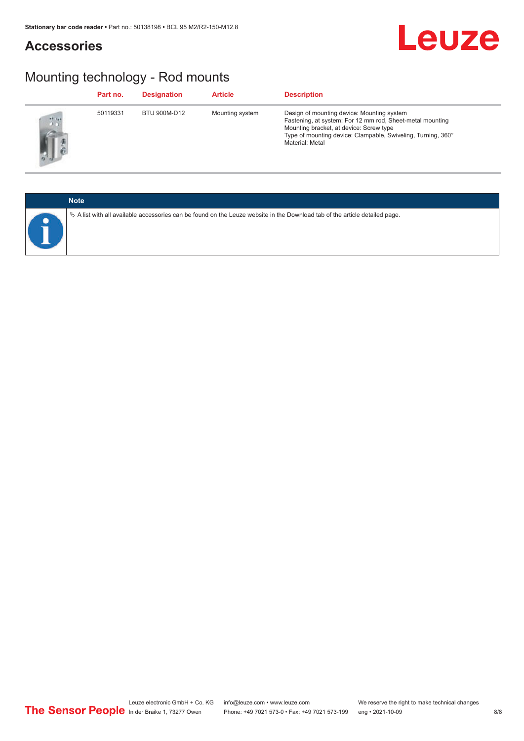## Accessories

# Mounting technology - Rod mounts

| | Part no. | Designation | Article | Description |
|---|---|---|---|---|
| | 50119331 | BTU 900M-D12 | Mounting system | Design of mounting device: Mounting system<br>Fastening, at system: For 12 mm rod, Sheet-metal mounting<br>Mounting bracket, at device: Screw type<br>Type of mounting device: Clampable, Swiveling, Turning, 360°<br>Material: Metal |

**Note**

🔖 A list with all available accessories can be found on the Leuze website in the Download tab of the article detailed page.

The Sensor People

Leuze electronic GmbH + Co. KG
In der Braike 1, 73277 Owen

info@leuze.com • www.leuze.com
Phone: +49 7021 573-0 • Fax: +49 7021 573-199

We reserve the right to make technical changes
eng • 2021-10-09